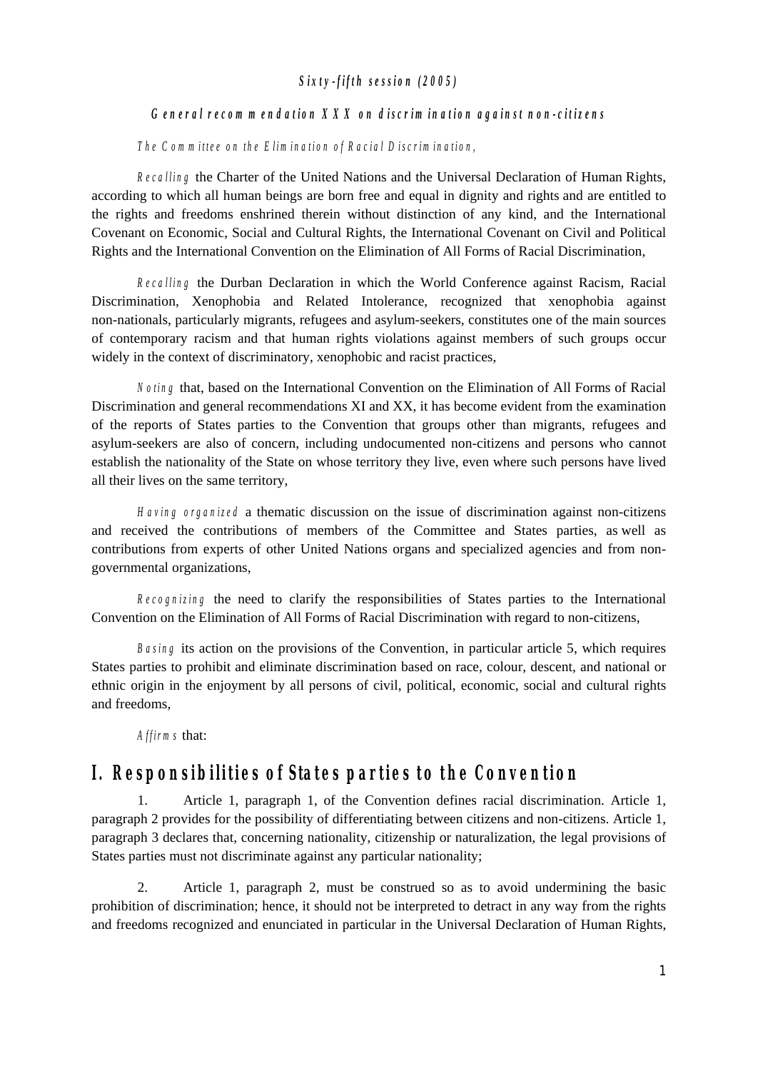*Sixty-fifth session (2005)*

*General recommendation XXX on discrimination against non-citizens*

*The Committee on the Elimination of Racial Discrimination,*

*Recalling* the Charter of the United Nations and the Universal Declaration of Human Rights, according to which all human beings are born free and equal in dignity and rights and are entitled to the rights and freedoms enshrined therein without distinction of any kind, and the International Covenant on Economic, Social and Cultural Rights, the International Covenant on Civil and Political Rights and the International Convention on the Elimination of All Forms of Racial Discrimination,

*Recalling* the Durban Declaration in which the World Conference against Racism, Racial Discrimination, Xenophobia and Related Intolerance, recognized that xenophobia against non-nationals, particularly migrants, refugees and asylum-seekers, constitutes one of the main sources of contemporary racism and that human rights violations against members of such groups occur widely in the context of discriminatory, xenophobic and racist practices,

*Noting* that, based on the International Convention on the Elimination of All Forms of Racial Discrimination and general recommendations XI and XX, it has become evident from the examination of the reports of States parties to the Convention that groups other than migrants, refugees and asylum-seekers are also of concern, including undocumented non-citizens and persons who cannot establish the nationality of the State on whose territory they live, even where such persons have lived all their lives on the same territory,

*Having organized* a thematic discussion on the issue of discrimination against non-citizens and received the contributions of members of the Committee and States parties, as well as contributions from experts of other United Nations organs and specialized agencies and from non-governmental organizations,

*Recognizing* the need to clarify the responsibilities of States parties to the International Convention on the Elimination of All Forms of Racial Discrimination with regard to non-citizens,

*Basing* its action on the provisions of the Convention, in particular article 5, which requires States parties to prohibit and eliminate discrimination based on race, colour, descent, and national or ethnic origin in the enjoyment by all persons of civil, political, economic, social and cultural rights and freedoms,

*Affirms* that:

## I. Responsibilities of States parties to the Convention

1. Article 1, paragraph 1, of the Convention defines racial discrimination. Article 1, paragraph 2 provides for the possibility of differentiating between citizens and non-citizens. Article 1, paragraph 3 declares that, concerning nationality, citizenship or naturalization, the legal provisions of States parties must not discriminate against any particular nationality;

2. Article 1, paragraph 2, must be construed so as to avoid undermining the basic prohibition of discrimination; hence, it should not be interpreted to detract in any way from the rights and freedoms recognized and enunciated in particular in the Universal Declaration of Human Rights,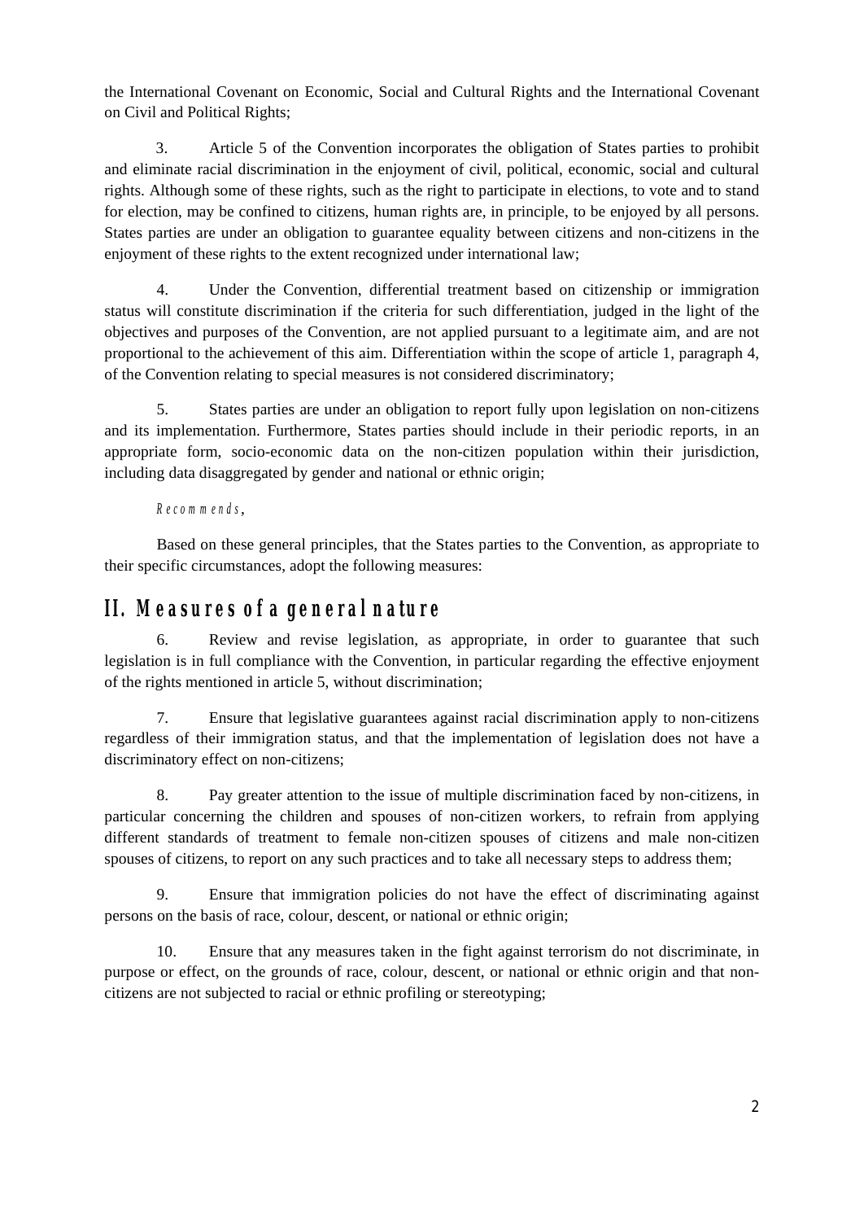the International Covenant on Economic, Social and Cultural Rights and the International Covenant on Civil and Political Rights;

3. Article 5 of the Convention incorporates the obligation of States parties to prohibit and eliminate racial discrimination in the enjoyment of civil, political, economic, social and cultural rights. Although some of these rights, such as the right to participate in elections, to vote and to stand for election, may be confined to citizens, human rights are, in principle, to be enjoyed by all persons. States parties are under an obligation to guarantee equality between citizens and non-citizens in the enjoyment of these rights to the extent recognized under international law;

4. Under the Convention, differential treatment based on citizenship or immigration status will constitute discrimination if the criteria for such differentiation, judged in the light of the objectives and purposes of the Convention, are not applied pursuant to a legitimate aim, and are not proportional to the achievement of this aim. Differentiation within the scope of article 1, paragraph 4, of the Convention relating to special measures is not considered discriminatory;

5. States parties are under an obligation to report fully upon legislation on non-citizens and its implementation. Furthermore, States parties should include in their periodic reports, in an appropriate form, socio-economic data on the non-citizen population within their jurisdiction, including data disaggregated by gender and national or ethnic origin;

*Recommends*,

Based on these general principles, that the States parties to the Convention, as appropriate to their specific circumstances, adopt the following measures:

## II. Measures of a general nature

6. Review and revise legislation, as appropriate, in order to guarantee that such legislation is in full compliance with the Convention, in particular regarding the effective enjoyment of the rights mentioned in article 5, without discrimination;

7. Ensure that legislative guarantees against racial discrimination apply to non-citizens regardless of their immigration status, and that the implementation of legislation does not have a discriminatory effect on non-citizens;

8. Pay greater attention to the issue of multiple discrimination faced by non-citizens, in particular concerning the children and spouses of non-citizen workers, to refrain from applying different standards of treatment to female non-citizen spouses of citizens and male non-citizen spouses of citizens, to report on any such practices and to take all necessary steps to address them;

9. Ensure that immigration policies do not have the effect of discriminating against persons on the basis of race, colour, descent, or national or ethnic origin;

10. Ensure that any measures taken in the fight against terrorism do not discriminate, in purpose or effect, on the grounds of race, colour, descent, or national or ethnic origin and that non-citizens are not subjected to racial or ethnic profiling or stereotyping;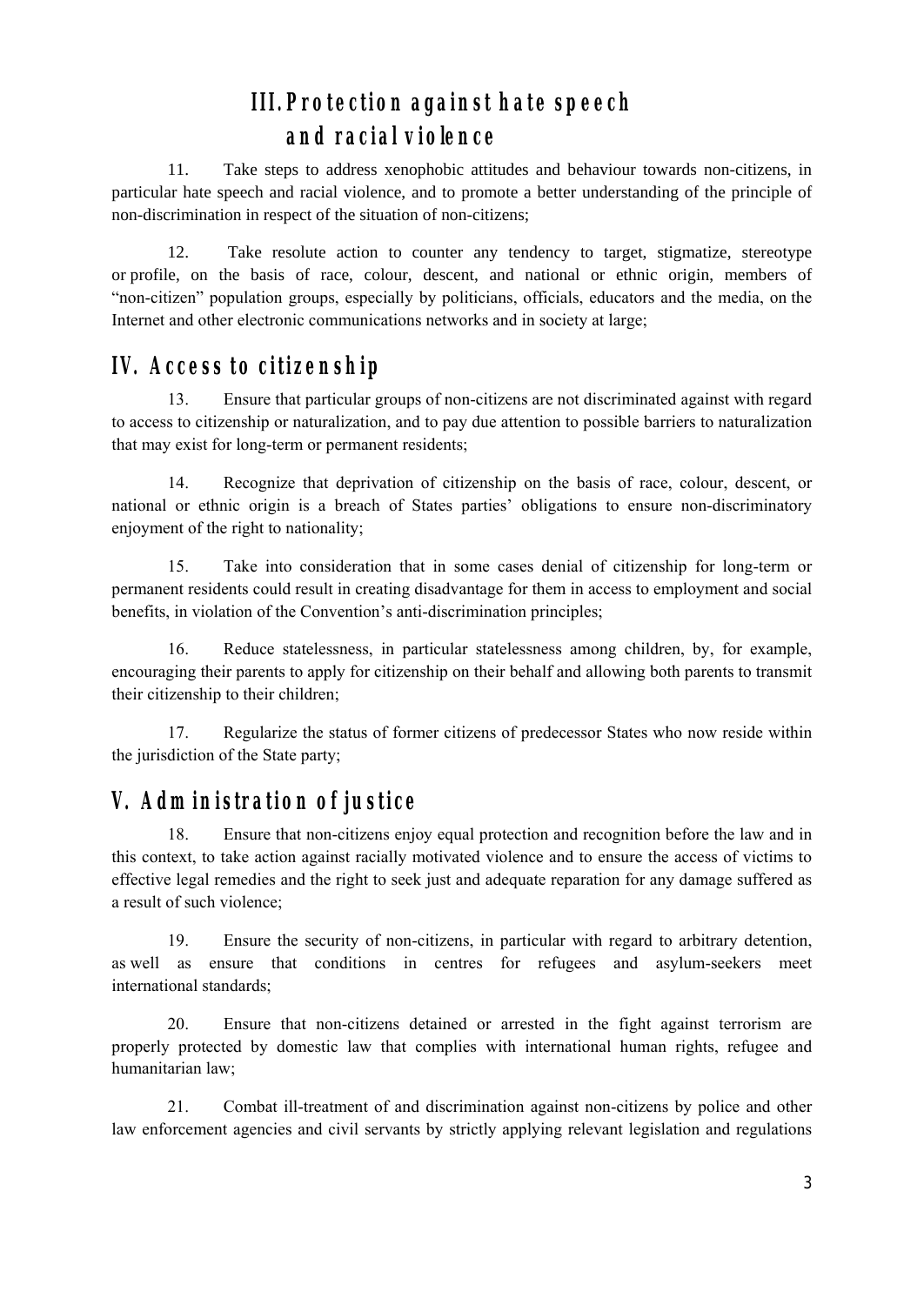## III. Protection against hate speech and racial violence

11. Take steps to address xenophobic attitudes and behaviour towards non-citizens, in particular hate speech and racial violence, and to promote a better understanding of the principle of non-discrimination in respect of the situation of non-citizens;

12. Take resolute action to counter any tendency to target, stigmatize, stereotype or profile, on the basis of race, colour, descent, and national or ethnic origin, members of "non-citizen" population groups, especially by politicians, officials, educators and the media, on the Internet and other electronic communications networks and in society at large;

## IV. Access to citizenship

13. Ensure that particular groups of non-citizens are not discriminated against with regard to access to citizenship or naturalization, and to pay due attention to possible barriers to naturalization that may exist for long-term or permanent residents;

14. Recognize that deprivation of citizenship on the basis of race, colour, descent, or national or ethnic origin is a breach of States parties' obligations to ensure non-discriminatory enjoyment of the right to nationality;

15. Take into consideration that in some cases denial of citizenship for long-term or permanent residents could result in creating disadvantage for them in access to employment and social benefits, in violation of the Convention's anti-discrimination principles;

16. Reduce statelessness, in particular statelessness among children, by, for example, encouraging their parents to apply for citizenship on their behalf and allowing both parents to transmit their citizenship to their children;

17. Regularize the status of former citizens of predecessor States who now reside within the jurisdiction of the State party;

## V. Administration of justice

18. Ensure that non-citizens enjoy equal protection and recognition before the law and in this context, to take action against racially motivated violence and to ensure the access of victims to effective legal remedies and the right to seek just and adequate reparation for any damage suffered as a result of such violence;

19. Ensure the security of non-citizens, in particular with regard to arbitrary detention, as well as ensure that conditions in centres for refugees and asylum-seekers meet international standards;

20. Ensure that non-citizens detained or arrested in the fight against terrorism are properly protected by domestic law that complies with international human rights, refugee and humanitarian law;

21. Combat ill-treatment of and discrimination against non-citizens by police and other law enforcement agencies and civil servants by strictly applying relevant legislation and regulations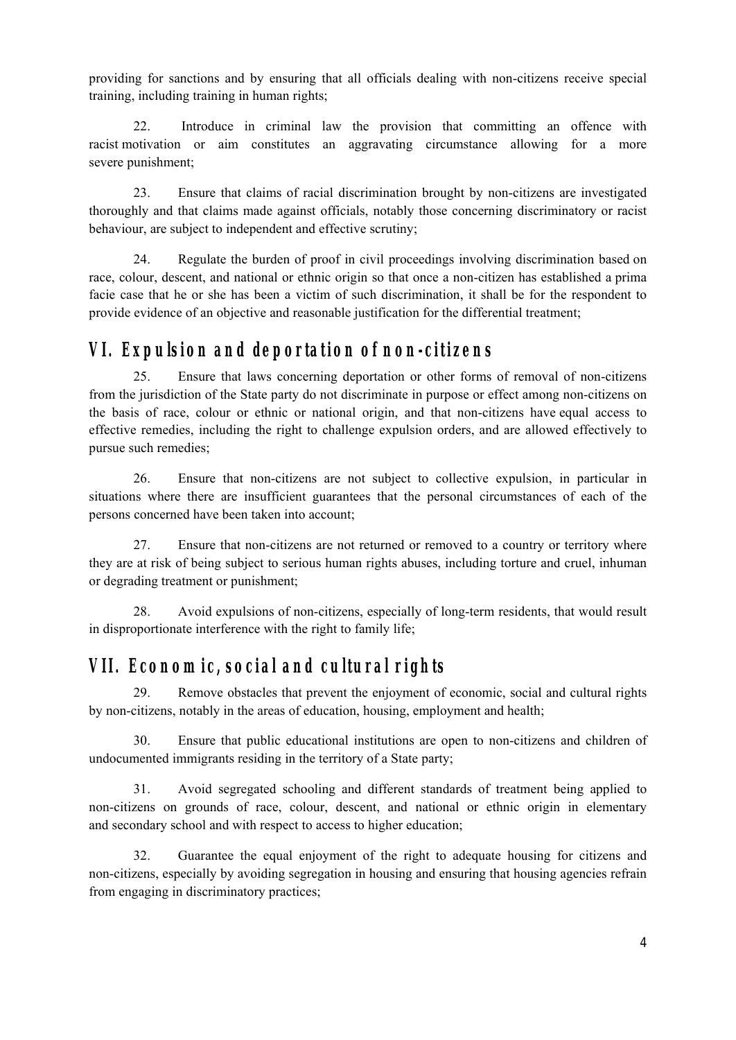providing for sanctions and by ensuring that all officials dealing with non-citizens receive special training, including training in human rights;

22. Introduce in criminal law the provision that committing an offence with racist motivation or aim constitutes an aggravating circumstance allowing for a more severe punishment;

23. Ensure that claims of racial discrimination brought by non-citizens are investigated thoroughly and that claims made against officials, notably those concerning discriminatory or racist behaviour, are subject to independent and effective scrutiny;

24. Regulate the burden of proof in civil proceedings involving discrimination based on race, colour, descent, and national or ethnic origin so that once a non-citizen has established a prima facie case that he or she has been a victim of such discrimination, it shall be for the respondent to provide evidence of an objective and reasonable justification for the differential treatment;

## VI. Expulsion and deportation of non-citizens

25. Ensure that laws concerning deportation or other forms of removal of non-citizens from the jurisdiction of the State party do not discriminate in purpose or effect among non-citizens on the basis of race, colour or ethnic or national origin, and that non-citizens have equal access to effective remedies, including the right to challenge expulsion orders, and are allowed effectively to pursue such remedies;

26. Ensure that non-citizens are not subject to collective expulsion, in particular in situations where there are insufficient guarantees that the personal circumstances of each of the persons concerned have been taken into account;

27. Ensure that non-citizens are not returned or removed to a country or territory where they are at risk of being subject to serious human rights abuses, including torture and cruel, inhuman or degrading treatment or punishment;

28. Avoid expulsions of non-citizens, especially of long-term residents, that would result in disproportionate interference with the right to family life;

## VII. Economic, social and cultural rights

29. Remove obstacles that prevent the enjoyment of economic, social and cultural rights by non-citizens, notably in the areas of education, housing, employment and health;

30. Ensure that public educational institutions are open to non-citizens and children of undocumented immigrants residing in the territory of a State party;

31. Avoid segregated schooling and different standards of treatment being applied to non-citizens on grounds of race, colour, descent, and national or ethnic origin in elementary and secondary school and with respect to access to higher education;

32. Guarantee the equal enjoyment of the right to adequate housing for citizens and non-citizens, especially by avoiding segregation in housing and ensuring that housing agencies refrain from engaging in discriminatory practices;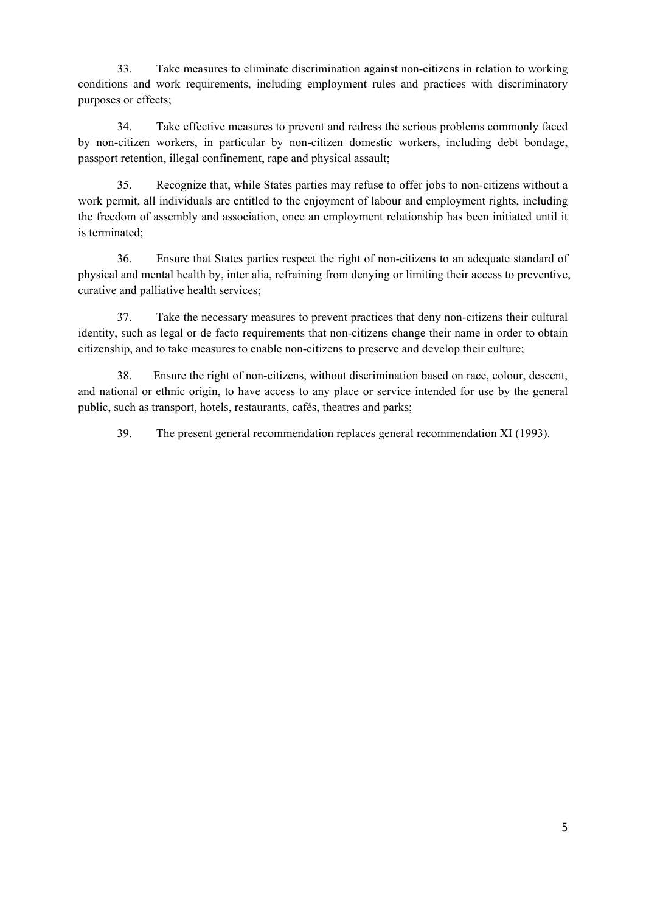33. Take measures to eliminate discrimination against non-citizens in relation to working conditions and work requirements, including employment rules and practices with discriminatory purposes or effects;

34. Take effective measures to prevent and redress the serious problems commonly faced by non-citizen workers, in particular by non-citizen domestic workers, including debt bondage, passport retention, illegal confinement, rape and physical assault;

35. Recognize that, while States parties may refuse to offer jobs to non-citizens without a work permit, all individuals are entitled to the enjoyment of labour and employment rights, including the freedom of assembly and association, once an employment relationship has been initiated until it is terminated;

36. Ensure that States parties respect the right of non-citizens to an adequate standard of physical and mental health by, inter alia, refraining from denying or limiting their access to preventive, curative and palliative health services;

37. Take the necessary measures to prevent practices that deny non-citizens their cultural identity, such as legal or de facto requirements that non-citizens change their name in order to obtain citizenship, and to take measures to enable non-citizens to preserve and develop their culture;

38. Ensure the right of non-citizens, without discrimination based on race, colour, descent, and national or ethnic origin, to have access to any place or service intended for use by the general public, such as transport, hotels, restaurants, cafés, theatres and parks;

39. The present general recommendation replaces general recommendation XI (1993).